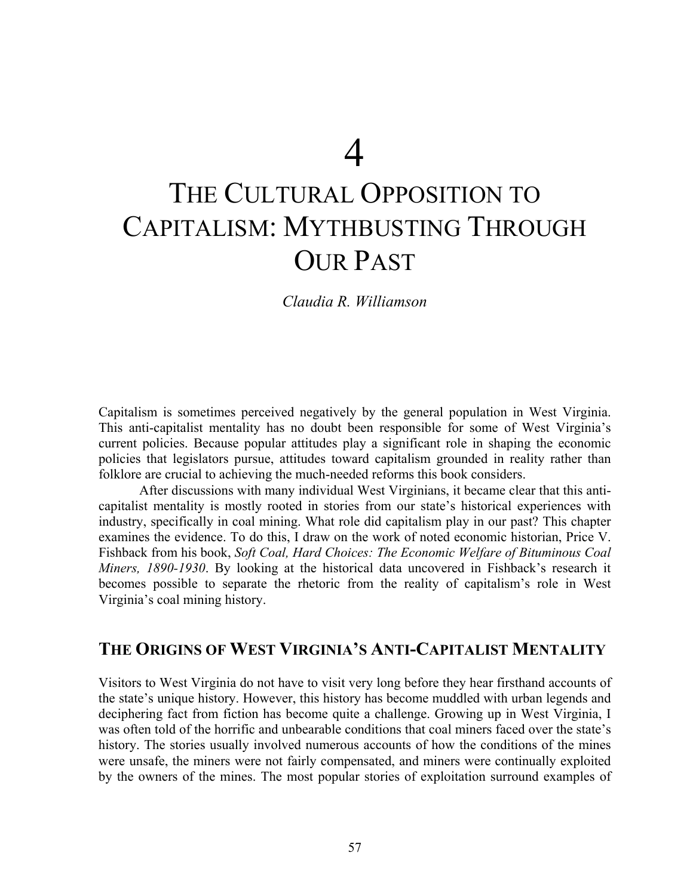# 4

# THE CULTURAL OPPOSITION TO CAPITALISM: MYTHBUSTING THROUGH OUR PAST

*Claudia R. Williamson*

Capitalism is sometimes perceived negatively by the general population in West Virginia. This anti-capitalist mentality has no doubt been responsible for some of West Virginia's current policies. Because popular attitudes play a significant role in shaping the economic policies that legislators pursue, attitudes toward capitalism grounded in reality rather than folklore are crucial to achieving the much-needed reforms this book considers.

After discussions with many individual West Virginians, it became clear that this anti-capitalist mentality is mostly rooted in stories from our state's historical experiences with industry, specifically in coal mining. What role did capitalism play in our past? This chapter examines the evidence. To do this, I draw on the work of noted economic historian, Price V. Fishback from his book, *Soft Coal, Hard Choices: The Economic Welfare of Bituminous Coal Miners, 1890-1930*. By looking at the historical data uncovered in Fishback's research it becomes possible to separate the rhetoric from the reality of capitalism's role in West Virginia's coal mining history.

## THE ORIGINS OF WEST VIRGINIA'S ANTI-CAPITALIST MENTALITY

Visitors to West Virginia do not have to visit very long before they hear firsthand accounts of the state's unique history. However, this history has become muddled with urban legends and deciphering fact from fiction has become quite a challenge. Growing up in West Virginia, I was often told of the horrific and unbearable conditions that coal miners faced over the state's history. The stories usually involved numerous accounts of how the conditions of the mines were unsafe, the miners were not fairly compensated, and miners were continually exploited by the owners of the mines. The most popular stories of exploitation surround examples of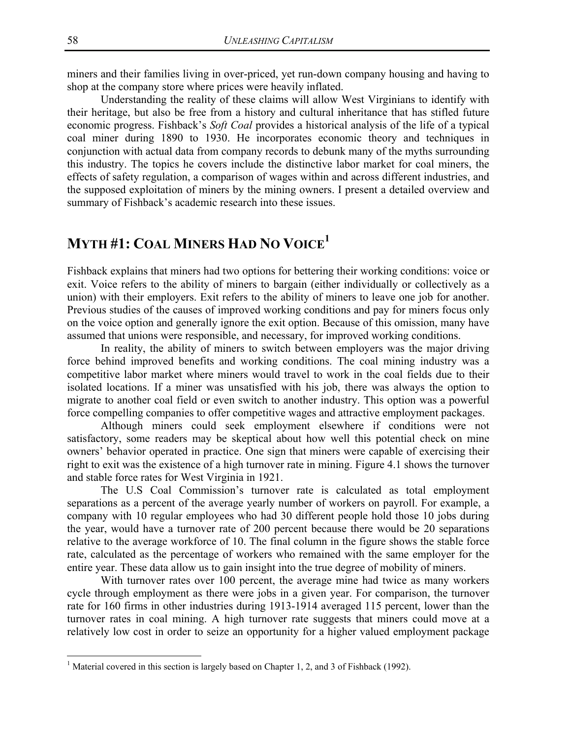miners and their families living in over-priced, yet run-down company housing and having to shop at the company store where prices were heavily inflated.

Understanding the reality of these claims will allow West Virginians to identify with their heritage, but also be free from a history and cultural inheritance that has stifled future economic progress. Fishback's *Soft Coal* provides a historical analysis of the life of a typical coal miner during 1890 to 1930. He incorporates economic theory and techniques in conjunction with actual data from company records to debunk many of the myths surrounding this industry. The topics he covers include the distinctive labor market for coal miners, the effects of safety regulation, a comparison of wages within and across different industries, and the supposed exploitation of miners by the mining owners. I present a detailed overview and summary of Fishback's academic research into these issues.

## MYTH #1: COAL MINERS HAD NO VOICE[1]

Fishback explains that miners had two options for bettering their working conditions: voice or exit. Voice refers to the ability of miners to bargain (either individually or collectively as a union) with their employers. Exit refers to the ability of miners to leave one job for another. Previous studies of the causes of improved working conditions and pay for miners focus only on the voice option and generally ignore the exit option. Because of this omission, many have assumed that unions were responsible, and necessary, for improved working conditions.

In reality, the ability of miners to switch between employers was the major driving force behind improved benefits and working conditions. The coal mining industry was a competitive labor market where miners would travel to work in the coal fields due to their isolated locations. If a miner was unsatisfied with his job, there was always the option to migrate to another coal field or even switch to another industry. This option was a powerful force compelling companies to offer competitive wages and attractive employment packages.

Although miners could seek employment elsewhere if conditions were not satisfactory, some readers may be skeptical about how well this potential check on mine owners' behavior operated in practice. One sign that miners were capable of exercising their right to exit was the existence of a high turnover rate in mining. Figure 4.1 shows the turnover and stable force rates for West Virginia in 1921.

The U.S Coal Commission's turnover rate is calculated as total employment separations as a percent of the average yearly number of workers on payroll. For example, a company with 10 regular employees who had 30 different people hold those 10 jobs during the year, would have a turnover rate of 200 percent because there would be 20 separations relative to the average workforce of 10. The final column in the figure shows the stable force rate, calculated as the percentage of workers who remained with the same employer for the entire year. These data allow us to gain insight into the true degree of mobility of miners.

With turnover rates over 100 percent, the average mine had twice as many workers cycle through employment as there were jobs in a given year. For comparison, the turnover rate for 160 firms in other industries during 1913-1914 averaged 115 percent, lower than the turnover rates in coal mining. A high turnover rate suggests that miners could move at a relatively low cost in order to seize an opportunity for a higher valued employment package

[1] Material covered in this section is largely based on Chapter 1, 2, and 3 of Fishback (1992).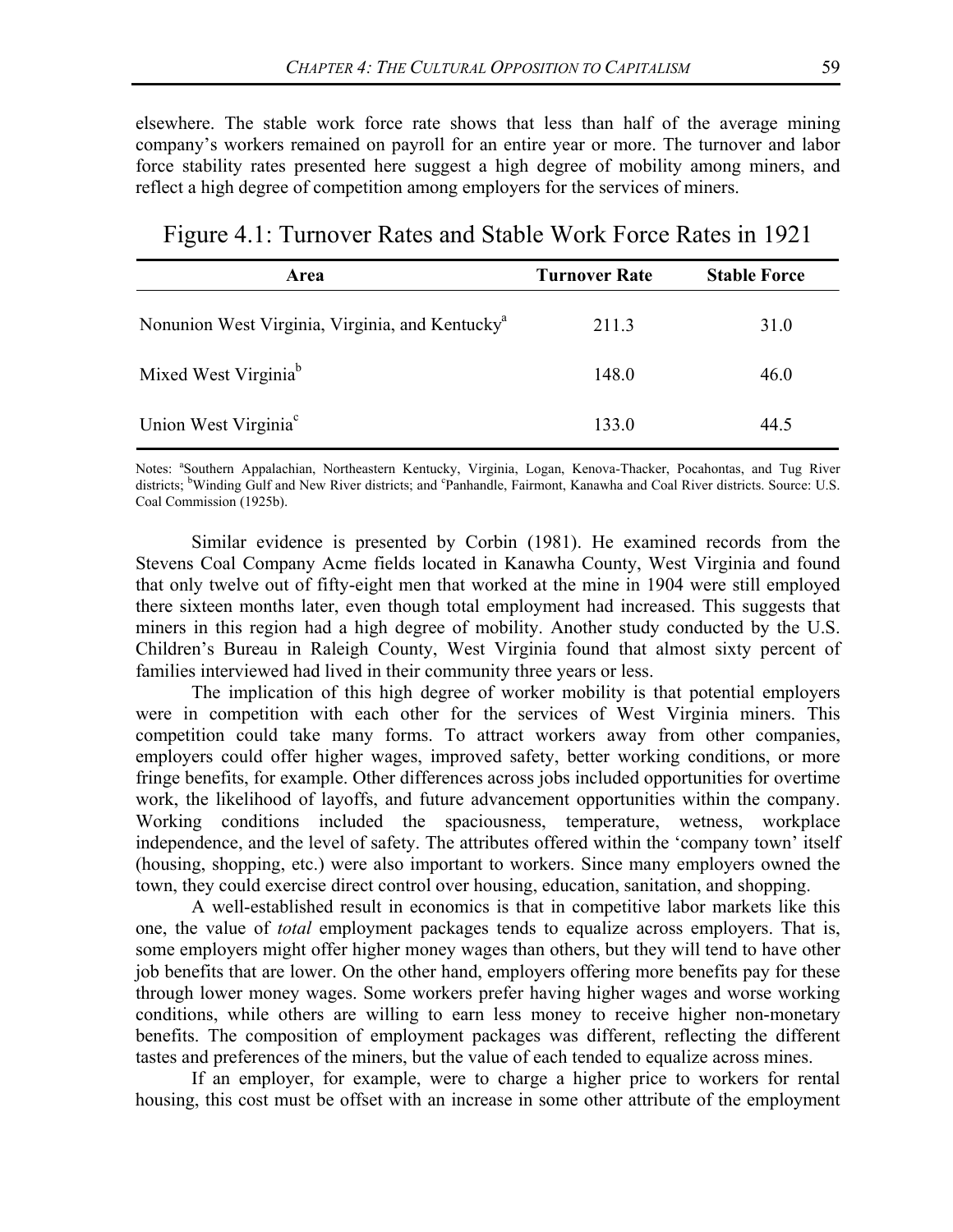elsewhere. The stable work force rate shows that less than half of the average mining company's workers remained on payroll for an entire year or more. The turnover and labor force stability rates presented here suggest a high degree of mobility among miners, and reflect a high degree of competition among employers for the services of miners.

Figure 4.1: Turnover Rates and Stable Work Force Rates in 1921

| Area | Turnover Rate | Stable Force |
|---|---|---|
| Nonunion West Virginia, Virginia, and Kentucky[a] | 211.3 | 31.0 |
| Mixed West Virginia[b] | 148.0 | 46.0 |
| Union West Virginia[c] | 133.0 | 44.5 |

Notes: [a]Southern Appalachian, Northeastern Kentucky, Virginia, Logan, Kenova-Thacker, Pocahontas, and Tug River districts; [b]Winding Gulf and New River districts; and [c]Panhandle, Fairmont, Kanawha and Coal River districts. Source: U.S. Coal Commission (1925b).

Similar evidence is presented by Corbin (1981). He examined records from the Stevens Coal Company Acme fields located in Kanawha County, West Virginia and found that only twelve out of fifty-eight men that worked at the mine in 1904 were still employed there sixteen months later, even though total employment had increased. This suggests that miners in this region had a high degree of mobility. Another study conducted by the U.S. Children's Bureau in Raleigh County, West Virginia found that almost sixty percent of families interviewed had lived in their community three years or less.

The implication of this high degree of worker mobility is that potential employers were in competition with each other for the services of West Virginia miners. This competition could take many forms. To attract workers away from other companies, employers could offer higher wages, improved safety, better working conditions, or more fringe benefits, for example. Other differences across jobs included opportunities for overtime work, the likelihood of layoffs, and future advancement opportunities within the company. Working conditions included the spaciousness, temperature, wetness, workplace independence, and the level of safety. The attributes offered within the 'company town' itself (housing, shopping, etc.) were also important to workers. Since many employers owned the town, they could exercise direct control over housing, education, sanitation, and shopping.

A well-established result in economics is that in competitive labor markets like this one, the value of *total* employment packages tends to equalize across employers. That is, some employers might offer higher money wages than others, but they will tend to have other job benefits that are lower. On the other hand, employers offering more benefits pay for these through lower money wages. Some workers prefer having higher wages and worse working conditions, while others are willing to earn less money to receive higher non-monetary benefits. The composition of employment packages was different, reflecting the different tastes and preferences of the miners, but the value of each tended to equalize across mines.

If an employer, for example, were to charge a higher price to workers for rental housing, this cost must be offset with an increase in some other attribute of the employment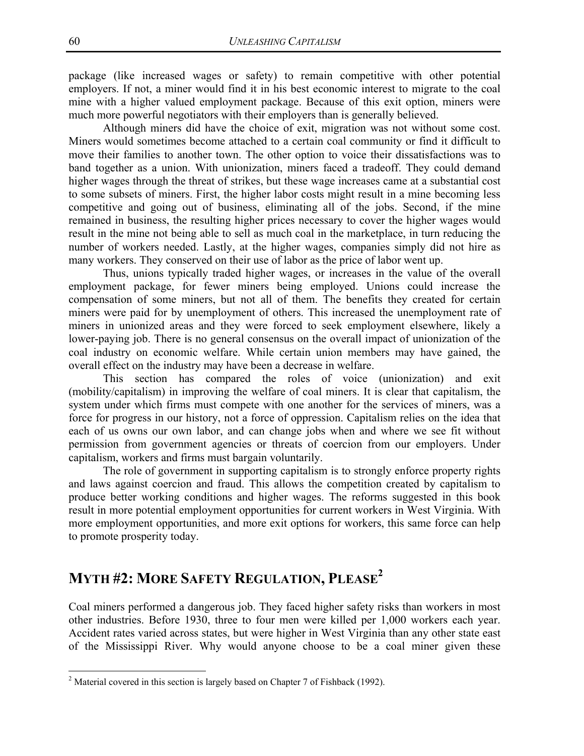package (like increased wages or safety) to remain competitive with other potential employers. If not, a miner would find it in his best economic interest to migrate to the coal mine with a higher valued employment package. Because of this exit option, miners were much more powerful negotiators with their employers than is generally believed.

Although miners did have the choice of exit, migration was not without some cost. Miners would sometimes become attached to a certain coal community or find it difficult to move their families to another town. The other option to voice their dissatisfactions was to band together as a union. With unionization, miners faced a tradeoff. They could demand higher wages through the threat of strikes, but these wage increases came at a substantial cost to some subsets of miners. First, the higher labor costs might result in a mine becoming less competitive and going out of business, eliminating all of the jobs. Second, if the mine remained in business, the resulting higher prices necessary to cover the higher wages would result in the mine not being able to sell as much coal in the marketplace, in turn reducing the number of workers needed. Lastly, at the higher wages, companies simply did not hire as many workers. They conserved on their use of labor as the price of labor went up.

Thus, unions typically traded higher wages, or increases in the value of the overall employment package, for fewer miners being employed. Unions could increase the compensation of some miners, but not all of them. The benefits they created for certain miners were paid for by unemployment of others. This increased the unemployment rate of miners in unionized areas and they were forced to seek employment elsewhere, likely a lower-paying job. There is no general consensus on the overall impact of unionization of the coal industry on economic welfare. While certain union members may have gained, the overall effect on the industry may have been a decrease in welfare.

This section has compared the roles of voice (unionization) and exit (mobility/capitalism) in improving the welfare of coal miners. It is clear that capitalism, the system under which firms must compete with one another for the services of miners, was a force for progress in our history, not a force of oppression. Capitalism relies on the idea that each of us owns our own labor, and can change jobs when and where we see fit without permission from government agencies or threats of coercion from our employers. Under capitalism, workers and firms must bargain voluntarily.

The role of government in supporting capitalism is to strongly enforce property rights and laws against coercion and fraud. This allows the competition created by capitalism to produce better working conditions and higher wages. The reforms suggested in this book result in more potential employment opportunities for current workers in West Virginia. With more employment opportunities, and more exit options for workers, this same force can help to promote prosperity today.

## MYTH #2: MORE SAFETY REGULATION, PLEASE[2]

Coal miners performed a dangerous job. They faced higher safety risks than workers in most other industries. Before 1930, three to four men were killed per 1,000 workers each year. Accident rates varied across states, but were higher in West Virginia than any other state east of the Mississippi River. Why would anyone choose to be a coal miner given these

[2] Material covered in this section is largely based on Chapter 7 of Fishback (1992).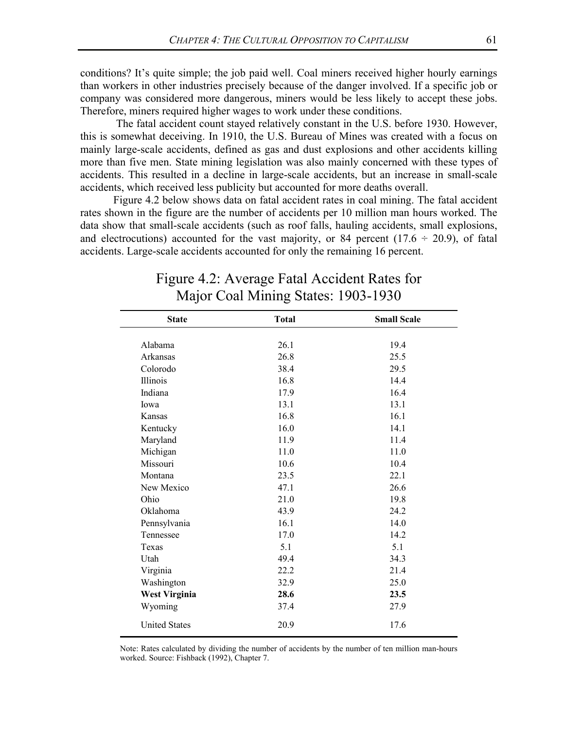conditions? It's quite simple; the job paid well. Coal miners received higher hourly earnings than workers in other industries precisely because of the danger involved. If a specific job or company was considered more dangerous, miners would be less likely to accept these jobs. Therefore, miners required higher wages to work under these conditions.

The fatal accident count stayed relatively constant in the U.S. before 1930. However, this is somewhat deceiving. In 1910, the U.S. Bureau of Mines was created with a focus on mainly large-scale accidents, defined as gas and dust explosions and other accidents killing more than five men. State mining legislation was also mainly concerned with these types of accidents. This resulted in a decline in large-scale accidents, but an increase in small-scale accidents, which received less publicity but accounted for more deaths overall.

Figure 4.2 below shows data on fatal accident rates in coal mining. The fatal accident rates shown in the figure are the number of accidents per 10 million man hours worked. The data show that small-scale accidents (such as roof falls, hauling accidents, small explosions, and electrocutions) accounted for the vast majority, or 84 percent (17.6 ÷ 20.9), of fatal accidents. Large-scale accidents accounted for only the remaining 16 percent.

Figure 4.2: Average Fatal Accident Rates for Major Coal Mining States: 1903-1930

| State | Total | Small Scale |
|---|---|---|
| Alabama | 26.1 | 19.4 |
| Arkansas | 26.8 | 25.5 |
| Colorodo | 38.4 | 29.5 |
| Illinois | 16.8 | 14.4 |
| Indiana | 17.9 | 16.4 |
| Iowa | 13.1 | 13.1 |
| Kansas | 16.8 | 16.1 |
| Kentucky | 16.0 | 14.1 |
| Maryland | 11.9 | 11.4 |
| Michigan | 11.0 | 11.0 |
| Missouri | 10.6 | 10.4 |
| Montana | 23.5 | 22.1 |
| New Mexico | 47.1 | 26.6 |
| Ohio | 21.0 | 19.8 |
| Oklahoma | 43.9 | 24.2 |
| Pennsylvania | 16.1 | 14.0 |
| Tennessee | 17.0 | 14.2 |
| Texas | 5.1 | 5.1 |
| Utah | 49.4 | 34.3 |
| Virginia | 22.2 | 21.4 |
| Washington | 32.9 | 25.0 |
| **West Virginia** | **28.6** | **23.5** |
| Wyoming | 37.4 | 27.9 |
| United States | 20.9 | 17.6 |

Note: Rates calculated by dividing the number of accidents by the number of ten million man-hours worked. Source: Fishback (1992), Chapter 7.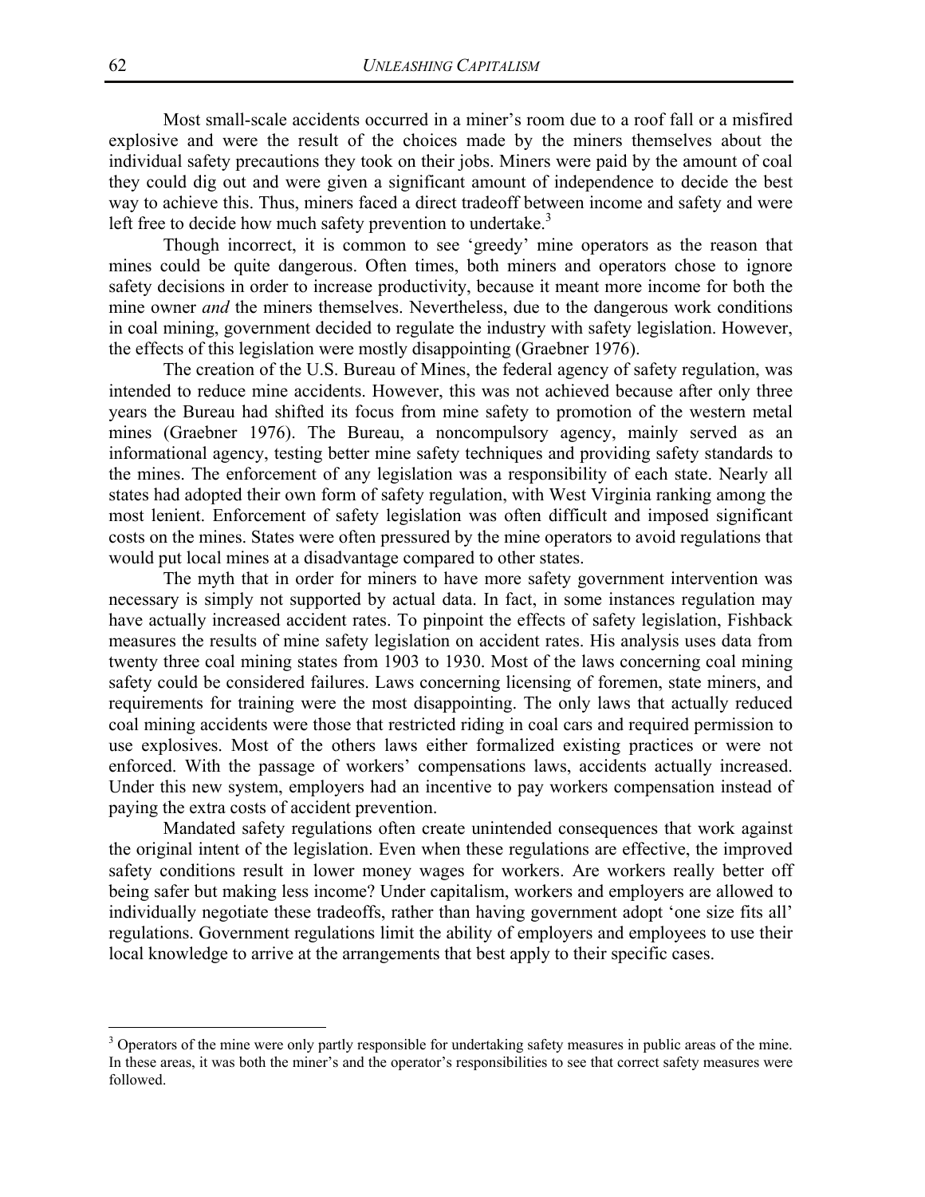Most small-scale accidents occurred in a miner's room due to a roof fall or a misfired explosive and were the result of the choices made by the miners themselves about the individual safety precautions they took on their jobs. Miners were paid by the amount of coal they could dig out and were given a significant amount of independence to decide the best way to achieve this. Thus, miners faced a direct tradeoff between income and safety and were left free to decide how much safety prevention to undertake.[3]

Though incorrect, it is common to see 'greedy' mine operators as the reason that mines could be quite dangerous. Often times, both miners and operators chose to ignore safety decisions in order to increase productivity, because it meant more income for both the mine owner *and* the miners themselves. Nevertheless, due to the dangerous work conditions in coal mining, government decided to regulate the industry with safety legislation. However, the effects of this legislation were mostly disappointing (Graebner 1976).

The creation of the U.S. Bureau of Mines, the federal agency of safety regulation, was intended to reduce mine accidents. However, this was not achieved because after only three years the Bureau had shifted its focus from mine safety to promotion of the western metal mines (Graebner 1976). The Bureau, a noncompulsory agency, mainly served as an informational agency, testing better mine safety techniques and providing safety standards to the mines. The enforcement of any legislation was a responsibility of each state. Nearly all states had adopted their own form of safety regulation, with West Virginia ranking among the most lenient. Enforcement of safety legislation was often difficult and imposed significant costs on the mines. States were often pressured by the mine operators to avoid regulations that would put local mines at a disadvantage compared to other states.

The myth that in order for miners to have more safety government intervention was necessary is simply not supported by actual data. In fact, in some instances regulation may have actually increased accident rates. To pinpoint the effects of safety legislation, Fishback measures the results of mine safety legislation on accident rates. His analysis uses data from twenty three coal mining states from 1903 to 1930. Most of the laws concerning coal mining safety could be considered failures. Laws concerning licensing of foremen, state miners, and requirements for training were the most disappointing. The only laws that actually reduced coal mining accidents were those that restricted riding in coal cars and required permission to use explosives. Most of the others laws either formalized existing practices or were not enforced. With the passage of workers' compensations laws, accidents actually increased. Under this new system, employers had an incentive to pay workers compensation instead of paying the extra costs of accident prevention.

Mandated safety regulations often create unintended consequences that work against the original intent of the legislation. Even when these regulations are effective, the improved safety conditions result in lower money wages for workers. Are workers really better off being safer but making less income? Under capitalism, workers and employers are allowed to individually negotiate these tradeoffs, rather than having government adopt 'one size fits all' regulations. Government regulations limit the ability of employers and employees to use their local knowledge to arrive at the arrangements that best apply to their specific cases.

---

[3] Operators of the mine were only partly responsible for undertaking safety measures in public areas of the mine. In these areas, it was both the miner's and the operator's responsibilities to see that correct safety measures were followed.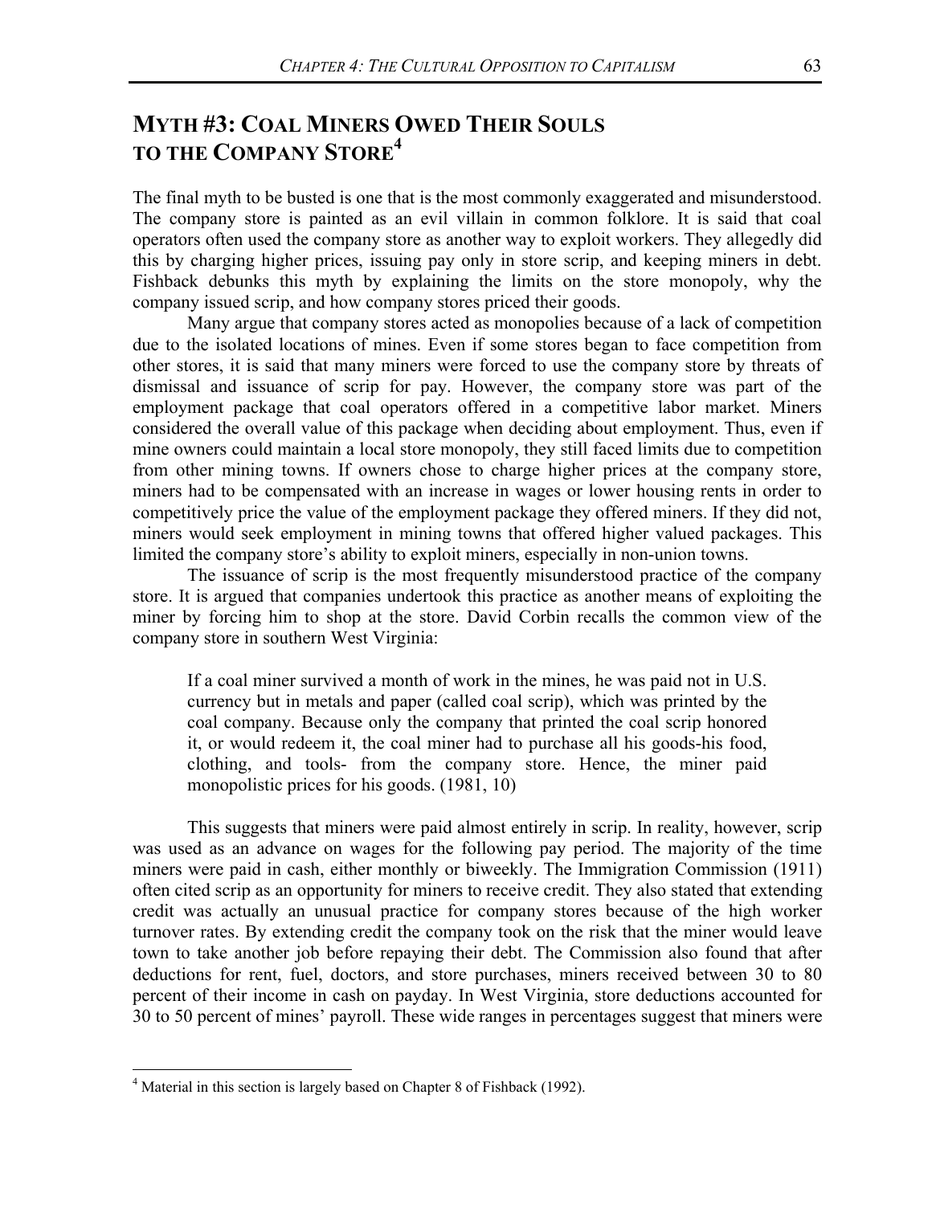## MYTH #3: COAL MINERS OWED THEIR SOULS TO THE COMPANY STORE[4]

The final myth to be busted is one that is the most commonly exaggerated and misunderstood. The company store is painted as an evil villain in common folklore. It is said that coal operators often used the company store as another way to exploit workers. They allegedly did this by charging higher prices, issuing pay only in store scrip, and keeping miners in debt. Fishback debunks this myth by explaining the limits on the store monopoly, why the company issued scrip, and how company stores priced their goods.

Many argue that company stores acted as monopolies because of a lack of competition due to the isolated locations of mines. Even if some stores began to face competition from other stores, it is said that many miners were forced to use the company store by threats of dismissal and issuance of scrip for pay. However, the company store was part of the employment package that coal operators offered in a competitive labor market. Miners considered the overall value of this package when deciding about employment. Thus, even if mine owners could maintain a local store monopoly, they still faced limits due to competition from other mining towns. If owners chose to charge higher prices at the company store, miners had to be compensated with an increase in wages or lower housing rents in order to competitively price the value of the employment package they offered miners. If they did not, miners would seek employment in mining towns that offered higher valued packages. This limited the company store's ability to exploit miners, especially in non-union towns.

The issuance of scrip is the most frequently misunderstood practice of the company store. It is argued that companies undertook this practice as another means of exploiting the miner by forcing him to shop at the store. David Corbin recalls the common view of the company store in southern West Virginia:

> If a coal miner survived a month of work in the mines, he was paid not in U.S. currency but in metals and paper (called coal scrip), which was printed by the coal company. Because only the company that printed the coal scrip honored it, or would redeem it, the coal miner had to purchase all his goods-his food, clothing, and tools- from the company store. Hence, the miner paid monopolistic prices for his goods. (1981, 10)

This suggests that miners were paid almost entirely in scrip. In reality, however, scrip was used as an advance on wages for the following pay period. The majority of the time miners were paid in cash, either monthly or biweekly. The Immigration Commission (1911) often cited scrip as an opportunity for miners to receive credit. They also stated that extending credit was actually an unusual practice for company stores because of the high worker turnover rates. By extending credit the company took on the risk that the miner would leave town to take another job before repaying their debt. The Commission also found that after deductions for rent, fuel, doctors, and store purchases, miners received between 30 to 80 percent of their income in cash on payday. In West Virginia, store deductions accounted for 30 to 50 percent of mines' payroll. These wide ranges in percentages suggest that miners were

---

[4] Material in this section is largely based on Chapter 8 of Fishback (1992).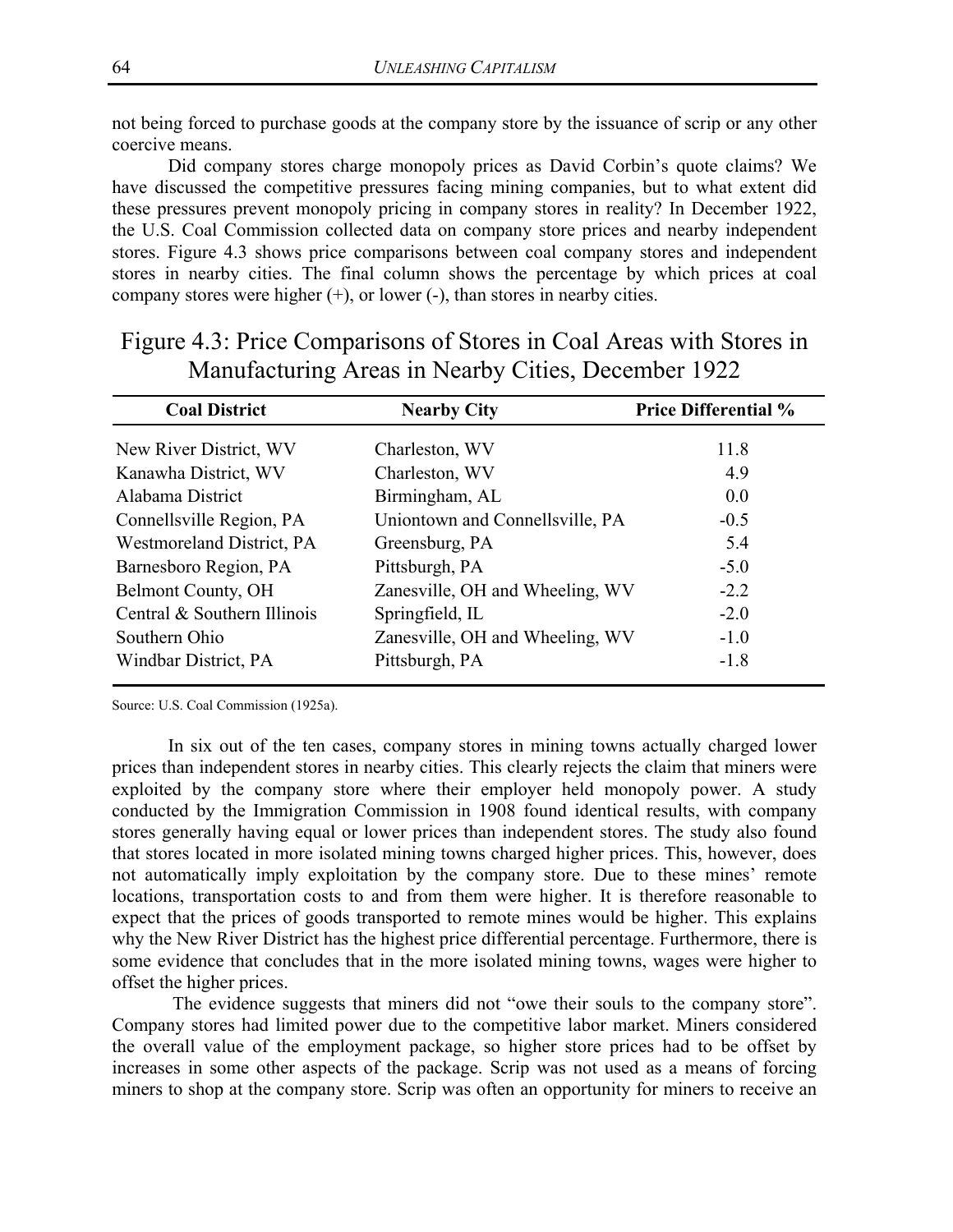not being forced to purchase goods at the company store by the issuance of scrip or any other coercive means.

Did company stores charge monopoly prices as David Corbin's quote claims? We have discussed the competitive pressures facing mining companies, but to what extent did these pressures prevent monopoly pricing in company stores in reality? In December 1922, the U.S. Coal Commission collected data on company store prices and nearby independent stores. Figure 4.3 shows price comparisons between coal company stores and independent stores in nearby cities. The final column shows the percentage by which prices at coal company stores were higher (+), or lower (-), than stores in nearby cities.

Figure 4.3: Price Comparisons of Stores in Coal Areas with Stores in Manufacturing Areas in Nearby Cities, December 1922

| Coal District | Nearby City | Price Differential % |
|---|---|---|
| New River District, WV | Charleston, WV | 11.8 |
| Kanawha District, WV | Charleston, WV | 4.9 |
| Alabama District | Birmingham, AL | 0.0 |
| Connellsville Region, PA | Uniontown and Connellsville, PA | -0.5 |
| Westmoreland District, PA | Greensburg, PA | 5.4 |
| Barnesboro Region, PA | Pittsburgh, PA | -5.0 |
| Belmont County, OH | Zanesville, OH and Wheeling, WV | -2.2 |
| Central & Southern Illinois | Springfield, IL | -2.0 |
| Southern Ohio | Zanesville, OH and Wheeling, WV | -1.0 |
| Windbar District, PA | Pittsburgh, PA | -1.8 |

Source: U.S. Coal Commission (1925a).

In six out of the ten cases, company stores in mining towns actually charged lower prices than independent stores in nearby cities. This clearly rejects the claim that miners were exploited by the company store where their employer held monopoly power. A study conducted by the Immigration Commission in 1908 found identical results, with company stores generally having equal or lower prices than independent stores. The study also found that stores located in more isolated mining towns charged higher prices. This, however, does not automatically imply exploitation by the company store. Due to these mines' remote locations, transportation costs to and from them were higher. It is therefore reasonable to expect that the prices of goods transported to remote mines would be higher. This explains why the New River District has the highest price differential percentage. Furthermore, there is some evidence that concludes that in the more isolated mining towns, wages were higher to offset the higher prices.

The evidence suggests that miners did not "owe their souls to the company store". Company stores had limited power due to the competitive labor market. Miners considered the overall value of the employment package, so higher store prices had to be offset by increases in some other aspects of the package. Scrip was not used as a means of forcing miners to shop at the company store. Scrip was often an opportunity for miners to receive an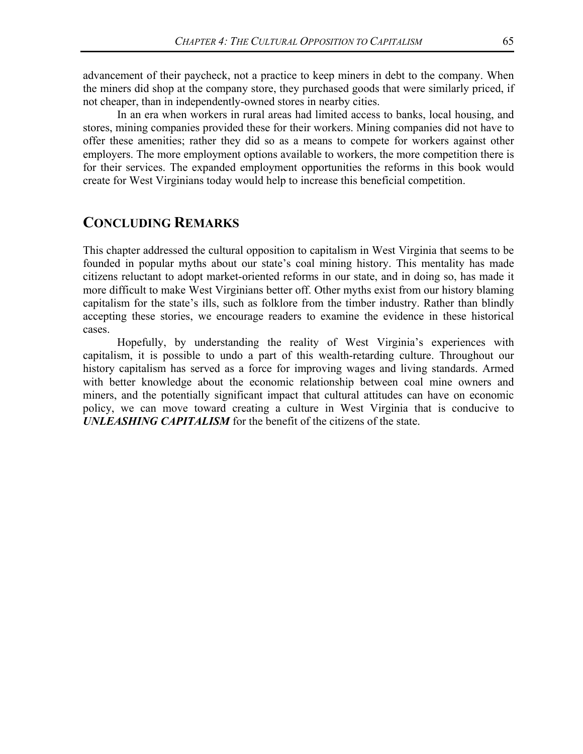advancement of their paycheck, not a practice to keep miners in debt to the company. When the miners did shop at the company store, they purchased goods that were similarly priced, if not cheaper, than in independently-owned stores in nearby cities.

In an era when workers in rural areas had limited access to banks, local housing, and stores, mining companies provided these for their workers. Mining companies did not have to offer these amenities; rather they did so as a means to compete for workers against other employers. The more employment options available to workers, the more competition there is for their services. The expanded employment opportunities the reforms in this book would create for West Virginians today would help to increase this beneficial competition.

## CONCLUDING REMARKS

This chapter addressed the cultural opposition to capitalism in West Virginia that seems to be founded in popular myths about our state's coal mining history. This mentality has made citizens reluctant to adopt market-oriented reforms in our state, and in doing so, has made it more difficult to make West Virginians better off. Other myths exist from our history blaming capitalism for the state's ills, such as folklore from the timber industry. Rather than blindly accepting these stories, we encourage readers to examine the evidence in these historical cases.

Hopefully, by understanding the reality of West Virginia's experiences with capitalism, it is possible to undo a part of this wealth-retarding culture. Throughout our history capitalism has served as a force for improving wages and living standards. Armed with better knowledge about the economic relationship between coal mine owners and miners, and the potentially significant impact that cultural attitudes can have on economic policy, we can move toward creating a culture in West Virginia that is conducive to ***UNLEASHING CAPITALISM*** for the benefit of the citizens of the state.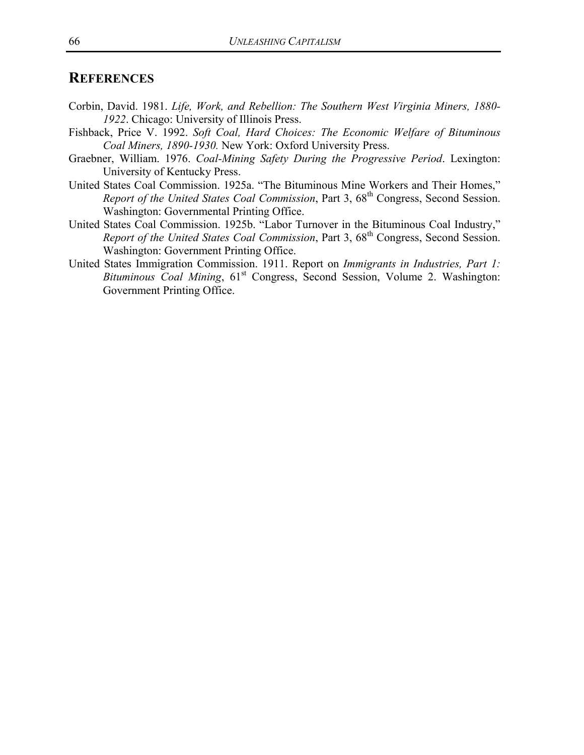## REFERENCES

Corbin, David. 1981. *Life, Work, and Rebellion: The Southern West Virginia Miners, 1880-1922*. Chicago: University of Illinois Press.

Fishback, Price V. 1992. *Soft Coal, Hard Choices: The Economic Welfare of Bituminous Coal Miners, 1890-1930.* New York: Oxford University Press.

Graebner, William. 1976. *Coal-Mining Safety During the Progressive Period*. Lexington: University of Kentucky Press.

United States Coal Commission. 1925a. "The Bituminous Mine Workers and Their Homes," *Report of the United States Coal Commission*, Part 3, 68th Congress, Second Session. Washington: Governmental Printing Office.

United States Coal Commission. 1925b. "Labor Turnover in the Bituminous Coal Industry," *Report of the United States Coal Commission*, Part 3, 68th Congress, Second Session. Washington: Government Printing Office.

United States Immigration Commission. 1911. Report on *Immigrants in Industries, Part 1: Bituminous Coal Mining*, 61st Congress, Second Session, Volume 2. Washington: Government Printing Office.